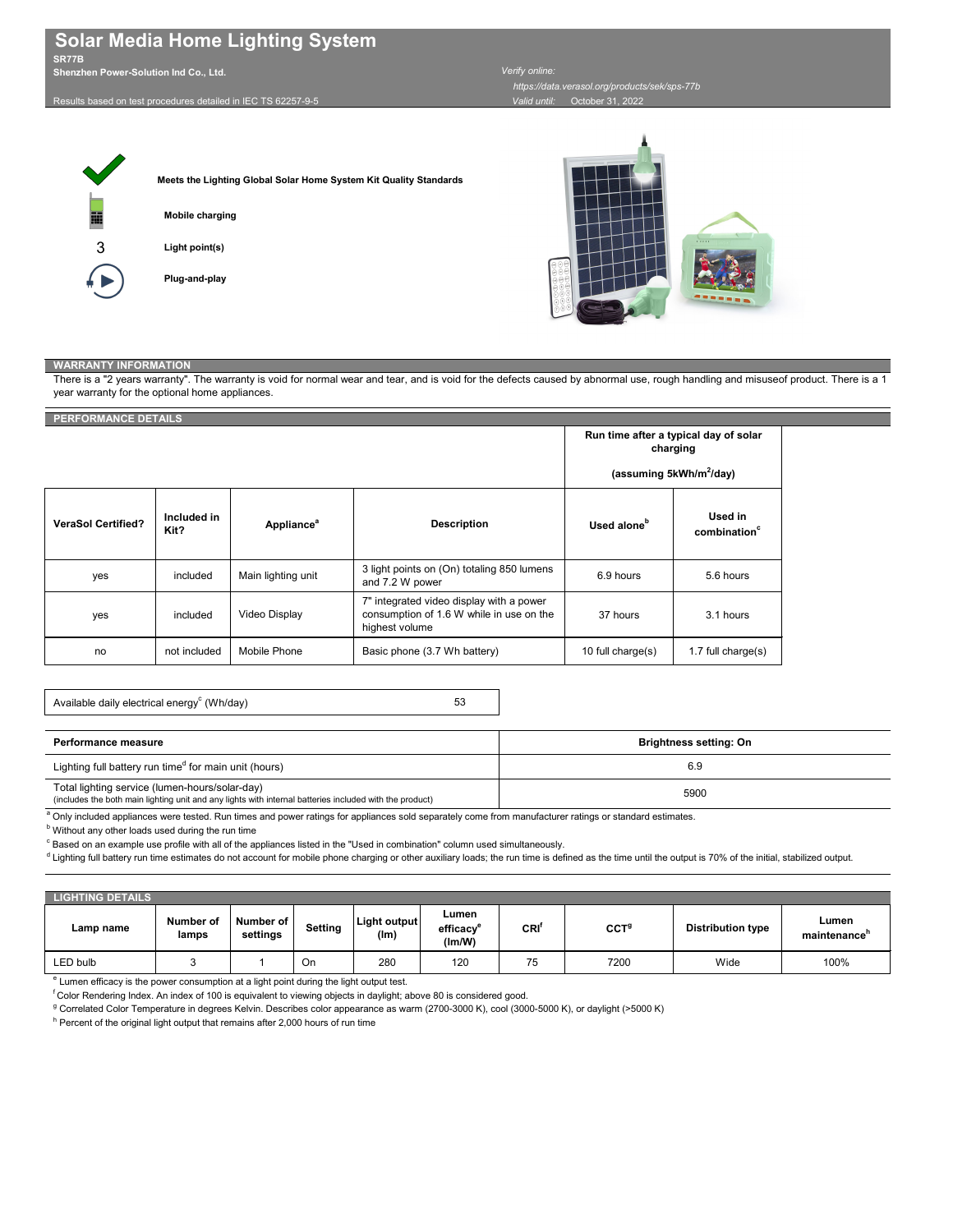# Solar Media Home Lighting System

**SR77B**

**Shenzhen Power-Solution Ind Co., Ltd.**

Results based on test procedures detailed in IEC TS 62257-9-5

*Verify online:* https://data.verasol.org/products/sek/sps-77b

*Valid until:* October 31, 2022

**Meets the Lighting Global Solar Home System Kit Quality Standards**

**Mobile charging**

3 **Light point(s)**

**Plug-and-play**

## WARRANTY INFORMATION

There is a "2 years warranty". The warranty is void for normal wear and tear, and is void for the defects caused by abnormal use, rough handling and misuseof product. There is a 1 year warranty for the optional home appliances.

## PERFORMANCE DETAILS

| | | | | Run time after a typical day of solar charging (assuming 5kWh/m$^2$/day) | |
|---|---|---|---|---|---|
| **VeraSol Certified?** | **Included in Kit?** | **Appliance**[a] | **Description** | **Used alone**[b] | **Used in combination**[c] |
| yes | included | Main lighting unit | 3 light points on (On) totaling 850 lumens and 7.2 W power | 6.9 hours | 5.6 hours |
| yes | included | Video Display | 7" integrated video display with a power consumption of 1.6 W while in use on the highest volume | 37 hours | 3.1 hours |
| no | not included | Mobile Phone | Basic phone (3.7 Wh battery) | 10 full charge(s) | 1.7 full charge(s) |

| Available daily electrical energy[c] (Wh/day) | 53 |
|---|---|

| **Performance measure** | **Brightness setting: On** |
|---|---|
| Lighting full battery run time[d] for main unit (hours) | 6.9 |
| Total lighting service (lumen-hours/solar-day) (includes the both main lighting unit and any lights with internal batteries included with the product) | 5900 |

[a] Only included appliances were tested. Run times and power ratings for appliances sold separately come from manufacturer ratings or standard estimates.

[b] Without any other loads used during the run time

[c] Based on an example use profile with all of the appliances listed in the "Used in combination" column used simultaneously.

[d] Lighting full battery run time estimates do not account for mobile phone charging or other auxiliary loads; the run time is defined as the time until the output is 70% of the initial, stabilized output.

## LIGHTING DETAILS

| Lamp name | Number of lamps | Number of settings | Setting | Light output (lm) | Lumen efficacy[e] (lm/W) | CRI[f] | CCT[g] | Distribution type | Lumen maintenance[h] |
|---|---|---|---|---|---|---|---|---|---|
| LED bulb | 3 | 1 | On | 280 | 120 | 75 | 7200 | Wide | 100% |

[e] Lumen efficacy is the power consumption at a light point during the light output test.

[f] Color Rendering Index. An index of 100 is equivalent to viewing objects in daylight; above 80 is considered good.

[g] Correlated Color Temperature in degrees Kelvin. Describes color appearance as warm (2700-3000 K), cool (3000-5000 K), or daylight (>5000 K)

[h] Percent of the original light output that remains after 2,000 hours of run time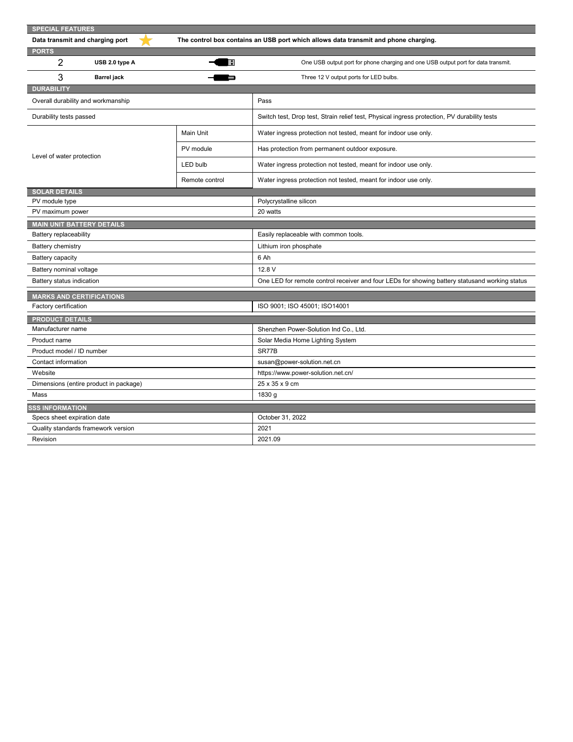| SPECIAL FEATURES | | |
|---|---|---|
| Data transmit and charging port | ★ | The control box contains an USB port which allows data transmit and phone charging. |

| PORTS | | | |
|---|---|---|---|
| 2 | USB 2.0 type A | | One USB output port for phone charging and one USB output port for data transmit. |
| 3 | Barrel jack | | Three 12 V output ports for LED bulbs. |

| DURABILITY | | |
|---|---|---|
| Overall durability and workmanship | | Pass |
| Durability tests passed | | Switch test, Drop test, Strain relief test, Physical ingress protection, PV durability tests |
| Level of water protection | Main Unit | Water ingress protection not tested, meant for indoor use only. |
| | PV module | Has protection from permanent outdoor exposure. |
| | LED bulb | Water ingress protection not tested, meant for indoor use only. |
| | Remote control | Water ingress protection not tested, meant for indoor use only. |

| SOLAR DETAILS | |
|---|---|
| PV module type | Polycrystalline silicon |
| PV maximum power | 20 watts |

| MAIN UNIT BATTERY DETAILS | |
|---|---|
| Battery replaceability | Easily replaceable with common tools. |
| Battery chemistry | Lithium iron phosphate |
| Battery capacity | 6 Ah |
| Battery nominal voltage | 12.8 V |
| Battery status indication | One LED for remote control receiver and four LEDs for showing battery statusand working status |

| MARKS AND CERTIFICATIONS | |
|---|---|
| Factory certification | ISO 9001; ISO 45001; ISO14001 |

| PRODUCT DETAILS | |
|---|---|
| Manufacturer name | Shenzhen Power-Solution Ind Co., Ltd. |
| Product name | Solar Media Home Lighting System |
| Product model / ID number | SR77B |
| Contact information | susan@power-solution.net.cn |
| Website | https://www.power-solution.net.cn/ |
| Dimensions (entire product in package) | 25 x 35 x 9 cm |
| Mass | 1830 g |

| SSS INFORMATION | |
|---|---|
| Specs sheet expiration date | October 31, 2022 |
| Quality standards framework version | 2021 |
| Revision | 2021.09 |